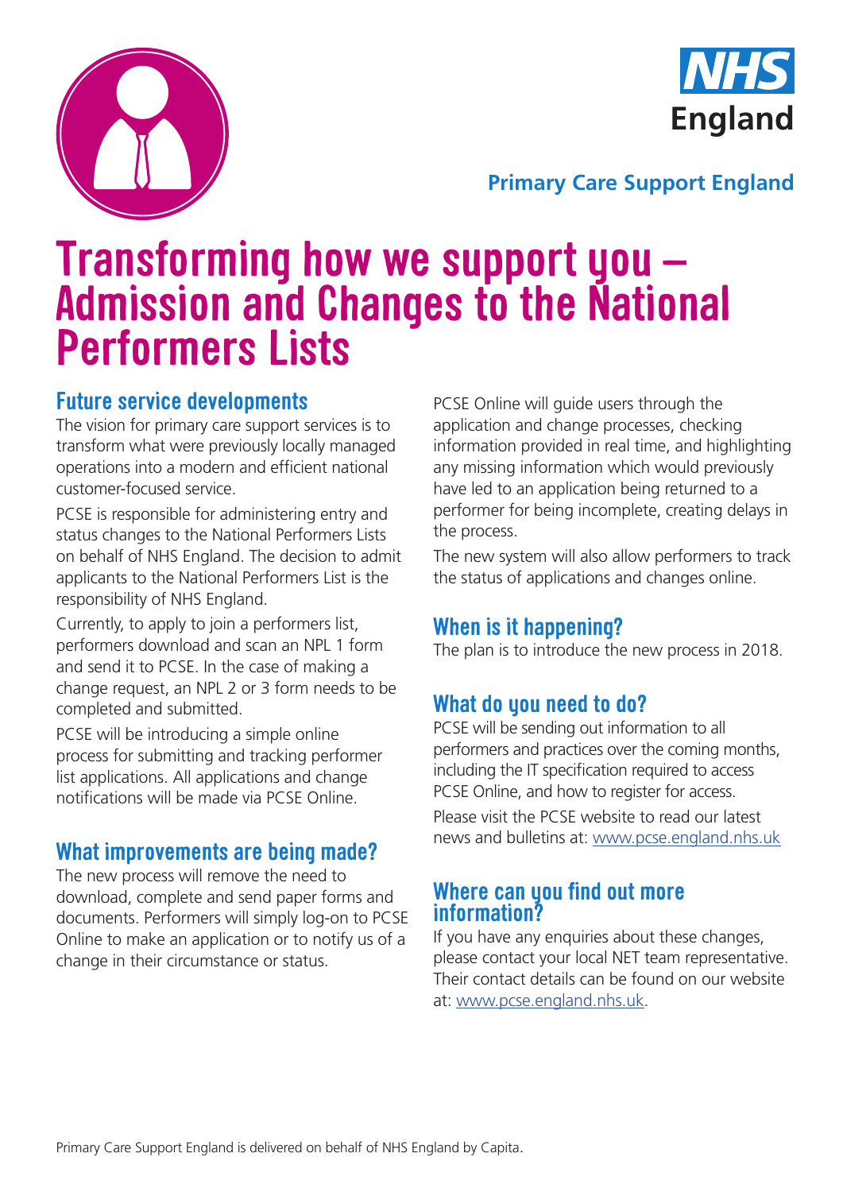**Primary Care Support England**

# Transforming how we support you – Admission and Changes to the National Performers Lists

## Future service developments

The vision for primary care support services is to transform what were previously locally managed operations into a modern and efficient national customer-focused service.

PCSE is responsible for administering entry and status changes to the National Performers Lists on behalf of NHS England. The decision to admit applicants to the National Performers List is the responsibility of NHS England.

Currently, to apply to join a performers list, performers download and scan an NPL 1 form and send it to PCSE. In the case of making a change request, an NPL 2 or 3 form needs to be completed and submitted.

PCSE will be introducing a simple online process for submitting and tracking performer list applications. All applications and change notifications will be made via PCSE Online.

## What improvements are being made?

The new process will remove the need to download, complete and send paper forms and documents. Performers will simply log-on to PCSE Online to make an application or to notify us of a change in their circumstance or status.

PCSE Online will guide users through the application and change processes, checking information provided in real time, and highlighting any missing information which would previously have led to an application being returned to a performer for being incomplete, creating delays in the process.

The new system will also allow performers to track the status of applications and changes online.

## When is it happening?

The plan is to introduce the new process in 2018.

## What do you need to do?

PCSE will be sending out information to all performers and practices over the coming months, including the IT specification required to access PCSE Online, and how to register for access.

Please visit the PCSE website to read our latest news and bulletins at: www.pcse.england.nhs.uk

## Where can you find out more information?

If you have any enquiries about these changes, please contact your local NET team representative. Their contact details can be found on our website at: www.pcse.england.nhs.uk.

Primary Care Support England is delivered on behalf of NHS England by Capita.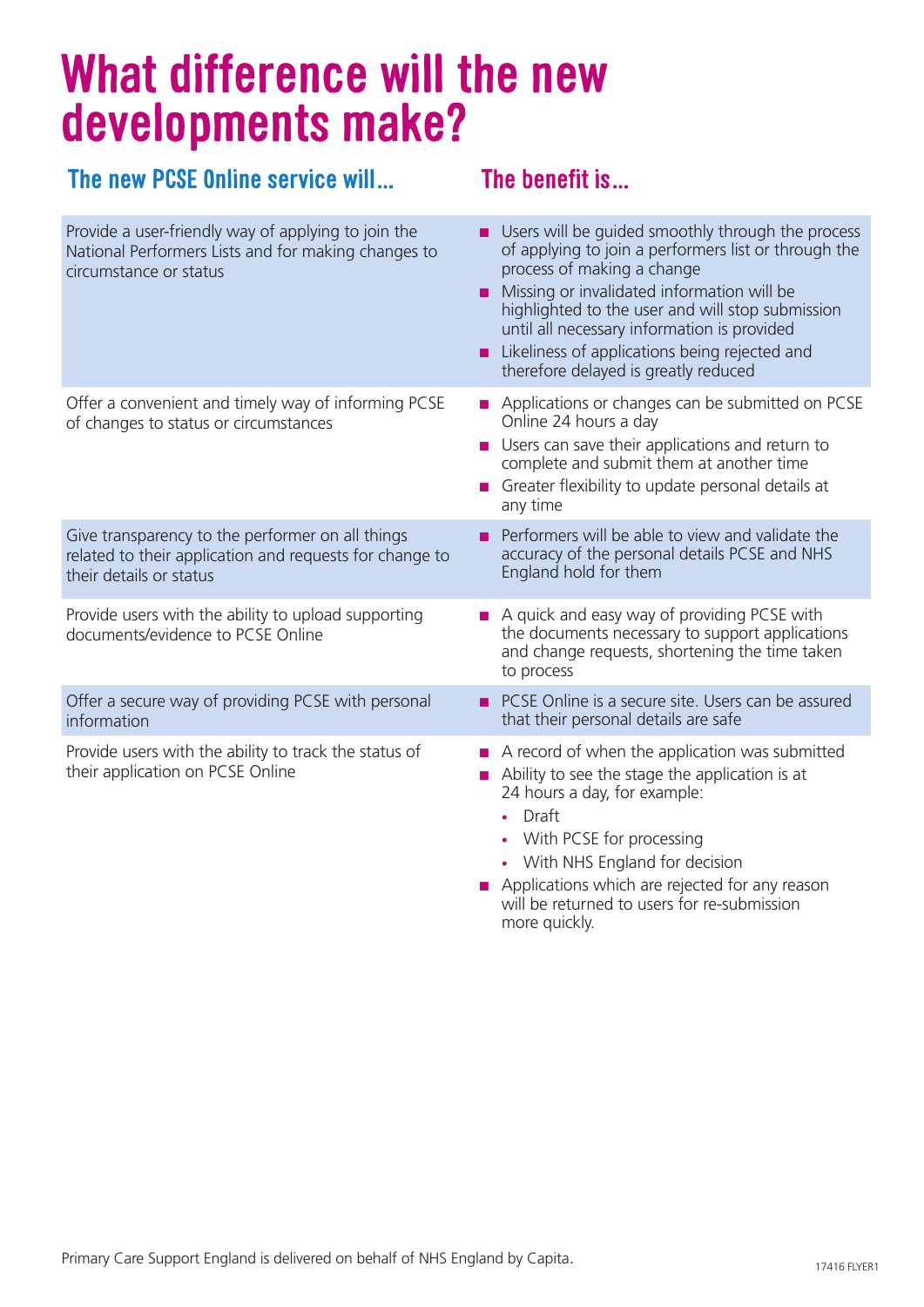# What difference will the new developments make?

| The new PCSE Online service will… | The benefit is… |
| --- | --- |
| Provide a user-friendly way of applying to join the National Performers Lists and for making changes to circumstance or status | ■ Users will be guided smoothly through the process of applying to join a performers list or through the process of making a change<br>■ Missing or invalidated information will be highlighted to the user and will stop submission until all necessary information is provided<br>■ Likeliness of applications being rejected and therefore delayed is greatly reduced |
| Offer a convenient and timely way of informing PCSE of changes to status or circumstances | ■ Applications or changes can be submitted on PCSE Online 24 hours a day<br>■ Users can save their applications and return to complete and submit them at another time<br>■ Greater flexibility to update personal details at any time |
| Give transparency to the performer on all things related to their application and requests for change to their details or status | ■ Performers will be able to view and validate the accuracy of the personal details PCSE and NHS England hold for them |
| Provide users with the ability to upload supporting documents/evidence to PCSE Online | ■ A quick and easy way of providing PCSE with the documents necessary to support applications and change requests, shortening the time taken to process |
| Offer a secure way of providing PCSE with personal information | ■ PCSE Online is a secure site. Users can be assured that their personal details are safe |
| Provide users with the ability to track the status of their application on PCSE Online | ■ A record of when the application was submitted<br>■ Ability to see the stage the application is at 24 hours a day, for example:<br>• Draft<br>• With PCSE for processing<br>• With NHS England for decision<br>■ Applications which are rejected for any reason will be returned to users for re-submission more quickly. |

Primary Care Support England is delivered on behalf of NHS England by Capita.

17416 FLYER1